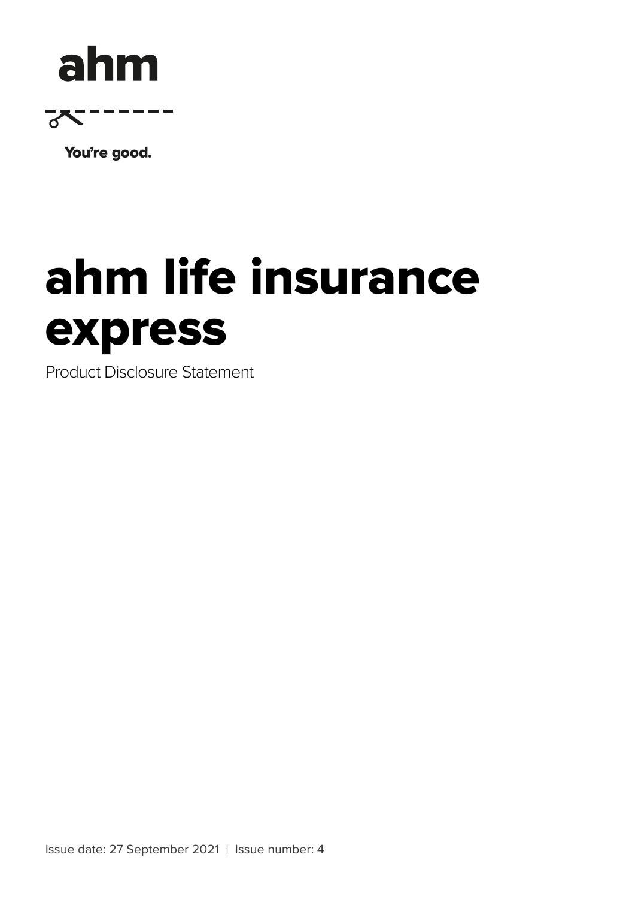ahm

You're good.

# ahm life insurance express

Product Disclosure Statement

Issue date: 27 September 2021 | Issue number: 4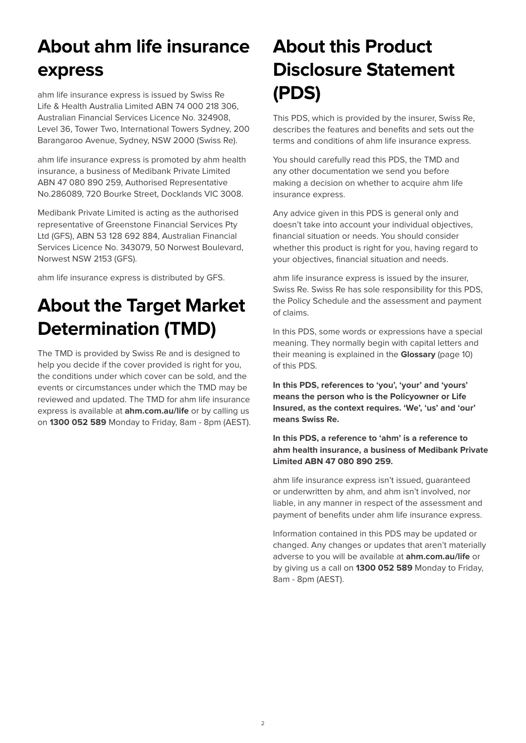# About ahm life insurance express

ahm life insurance express is issued by Swiss Re Life & Health Australia Limited ABN 74 000 218 306, Australian Financial Services Licence No. 324908, Level 36, Tower Two, International Towers Sydney, 200 Barangaroo Avenue, Sydney, NSW 2000 (Swiss Re).

ahm life insurance express is promoted by ahm health insurance, a business of Medibank Private Limited ABN 47 080 890 259, Authorised Representative No.286089, 720 Bourke Street, Docklands VIC 3008.

Medibank Private Limited is acting as the authorised representative of Greenstone Financial Services Pty Ltd (GFS), ABN 53 128 692 884, Australian Financial Services Licence No. 343079, 50 Norwest Boulevard, Norwest NSW 2153 (GFS).

ahm life insurance express is distributed by GFS.

# About the Target Market Determination (TMD)

The TMD is provided by Swiss Re and is designed to help you decide if the cover provided is right for you, the conditions under which cover can be sold, and the events or circumstances under which the TMD may be reviewed and updated. The TMD for ahm life insurance express is available at **ahm.com.au/life** or by calling us on **1300 052 589** Monday to Friday, 8am - 8pm (AEST).

# About this Product Disclosure Statement (PDS)

This PDS, which is provided by the insurer, Swiss Re, describes the features and benefits and sets out the terms and conditions of ahm life insurance express.

You should carefully read this PDS, the TMD and any other documentation we send you before making a decision on whether to acquire ahm life insurance express.

Any advice given in this PDS is general only and doesn't take into account your individual objectives, financial situation or needs. You should consider whether this product is right for you, having regard to your objectives, financial situation and needs.

ahm life insurance express is issued by the insurer, Swiss Re. Swiss Re has sole responsibility for this PDS, the Policy Schedule and the assessment and payment of claims.

In this PDS, some words or expressions have a special meaning. They normally begin with capital letters and their meaning is explained in the **Glossary** (page 10) of this PDS.

**In this PDS, references to 'you', 'your' and 'yours' means the person who is the Policyowner or Life Insured, as the context requires. 'We', 'us' and 'our' means Swiss Re.**

**In this PDS, a reference to 'ahm' is a reference to ahm health insurance, a business of Medibank Private Limited ABN 47 080 890 259.**

ahm life insurance express isn't issued, guaranteed or underwritten by ahm, and ahm isn't involved, nor liable, in any manner in respect of the assessment and payment of benefits under ahm life insurance express.

Information contained in this PDS may be updated or changed. Any changes or updates that aren't materially adverse to you will be available at **ahm.com.au/life** or by giving us a call on **1300 052 589** Monday to Friday, 8am - 8pm (AEST).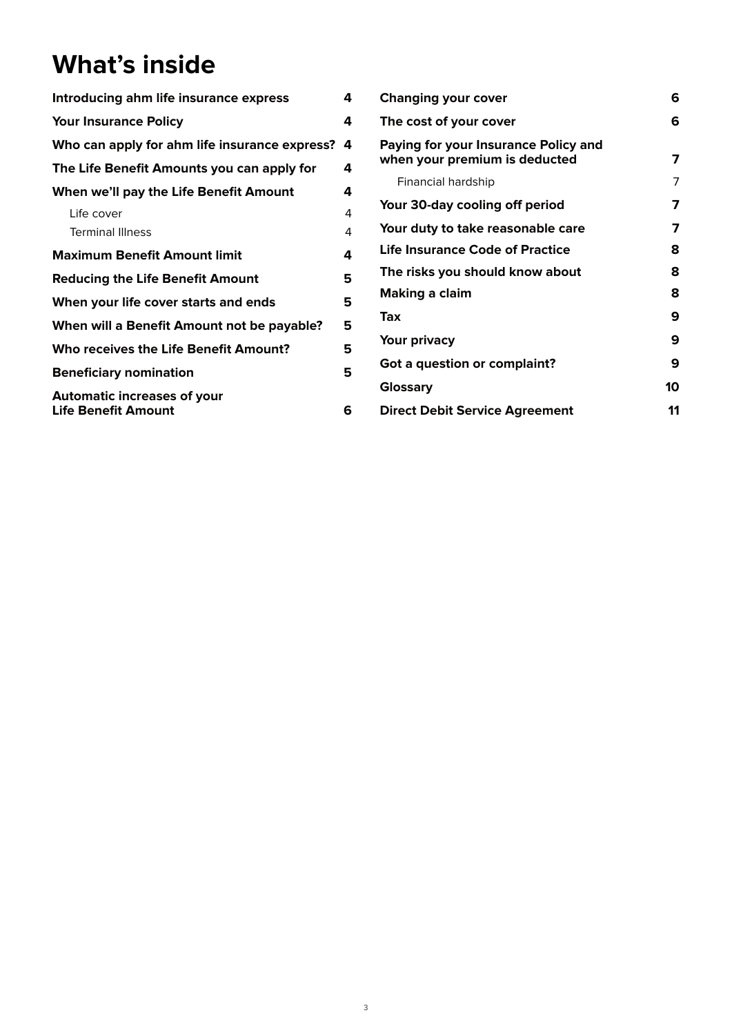# What's inside

| | |
|---|---|
| **Introducing ahm life insurance express** | **4** |
| **Your Insurance Policy** | **4** |
| **Who can apply for ahm life insurance express?** | **4** |
| **The Life Benefit Amounts you can apply for** | **4** |
| **When we'll pay the Life Benefit Amount** | **4** |
| Life cover | 4 |
| Terminal Illness | 4 |
| **Maximum Benefit Amount limit** | **4** |
| **Reducing the Life Benefit Amount** | **5** |
| **When your life cover starts and ends** | **5** |
| **When will a Benefit Amount not be payable?** | **5** |
| **Who receives the Life Benefit Amount?** | **5** |
| **Beneficiary nomination** | **5** |
| **Automatic increases of your Life Benefit Amount** | **6** |
| **Changing your cover** | **6** |
| **The cost of your cover** | **6** |
| **Paying for your Insurance Policy and when your premium is deducted** | **7** |
| Financial hardship | 7 |
| **Your 30-day cooling off period** | **7** |
| **Your duty to take reasonable care** | **7** |
| **Life Insurance Code of Practice** | **8** |
| **The risks you should know about** | **8** |
| **Making a claim** | **8** |
| **Tax** | **9** |
| **Your privacy** | **9** |
| **Got a question or complaint?** | **9** |
| **Glossary** | **10** |
| **Direct Debit Service Agreement** | **11** |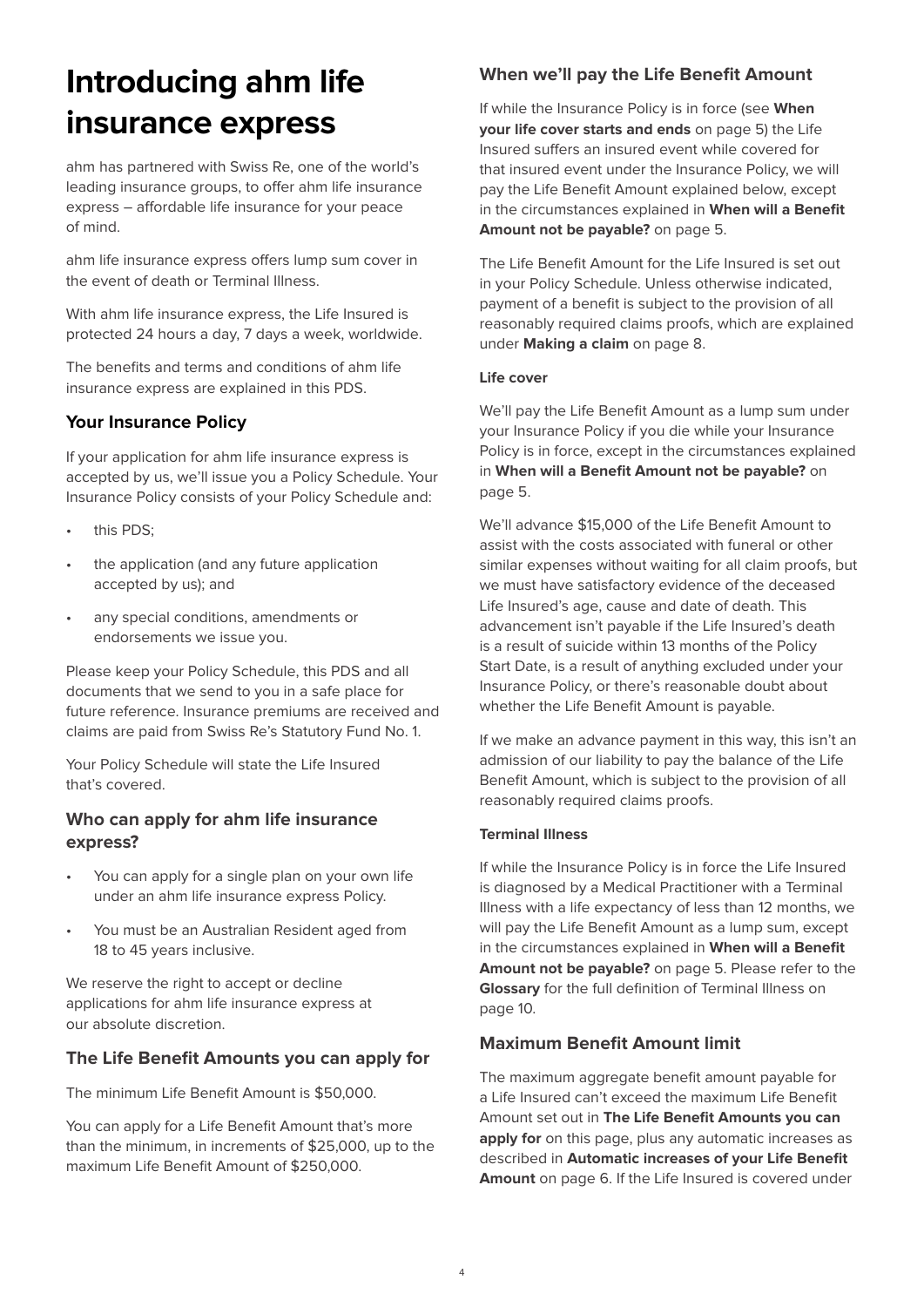# Introducing ahm life insurance express

ahm has partnered with Swiss Re, one of the world's leading insurance groups, to offer ahm life insurance express – affordable life insurance for your peace of mind.

ahm life insurance express offers lump sum cover in the event of death or Terminal Illness.

With ahm life insurance express, the Life Insured is protected 24 hours a day, 7 days a week, worldwide.

The benefits and terms and conditions of ahm life insurance express are explained in this PDS.

### Your Insurance Policy

If your application for ahm life insurance express is accepted by us, we'll issue you a Policy Schedule. Your Insurance Policy consists of your Policy Schedule and:

- this PDS;
- the application (and any future application accepted by us); and
- any special conditions, amendments or endorsements we issue you.

Please keep your Policy Schedule, this PDS and all documents that we send to you in a safe place for future reference. Insurance premiums are received and claims are paid from Swiss Re's Statutory Fund No. 1.

Your Policy Schedule will state the Life Insured that's covered.

### Who can apply for ahm life insurance express?

- You can apply for a single plan on your own life under an ahm life insurance express Policy.
- You must be an Australian Resident aged from 18 to 45 years inclusive.

We reserve the right to accept or decline applications for ahm life insurance express at our absolute discretion.

### The Life Benefit Amounts you can apply for

The minimum Life Benefit Amount is $50,000.

You can apply for a Life Benefit Amount that's more than the minimum, in increments of $25,000, up to the maximum Life Benefit Amount of $250,000.

### When we'll pay the Life Benefit Amount

If while the Insurance Policy is in force (see **When your life cover starts and ends** on page 5) the Life Insured suffers an insured event while covered for that insured event under the Insurance Policy, we will pay the Life Benefit Amount explained below, except in the circumstances explained in **When will a Benefit Amount not be payable?** on page 5.

The Life Benefit Amount for the Life Insured is set out in your Policy Schedule. Unless otherwise indicated, payment of a benefit is subject to the provision of all reasonably required claims proofs, which are explained under **Making a claim** on page 8.

#### Life cover

We'll pay the Life Benefit Amount as a lump sum under your Insurance Policy if you die while your Insurance Policy is in force, except in the circumstances explained in **When will a Benefit Amount not be payable?** on page 5.

We'll advance $15,000 of the Life Benefit Amount to assist with the costs associated with funeral or other similar expenses without waiting for all claim proofs, but we must have satisfactory evidence of the deceased Life Insured's age, cause and date of death. This advancement isn't payable if the Life Insured's death is a result of suicide within 13 months of the Policy Start Date, is a result of anything excluded under your Insurance Policy, or there's reasonable doubt about whether the Life Benefit Amount is payable.

If we make an advance payment in this way, this isn't an admission of our liability to pay the balance of the Life Benefit Amount, which is subject to the provision of all reasonably required claims proofs.

#### Terminal Illness

If while the Insurance Policy is in force the Life Insured is diagnosed by a Medical Practitioner with a Terminal Illness with a life expectancy of less than 12 months, we will pay the Life Benefit Amount as a lump sum, except in the circumstances explained in **When will a Benefit Amount not be payable?** on page 5. Please refer to the **Glossary** for the full definition of Terminal Illness on page 10.

### Maximum Benefit Amount limit

The maximum aggregate benefit amount payable for a Life Insured can't exceed the maximum Life Benefit Amount set out in **The Life Benefit Amounts you can apply for** on this page, plus any automatic increases as described in **Automatic increases of your Life Benefit Amount** on page 6. If the Life Insured is covered under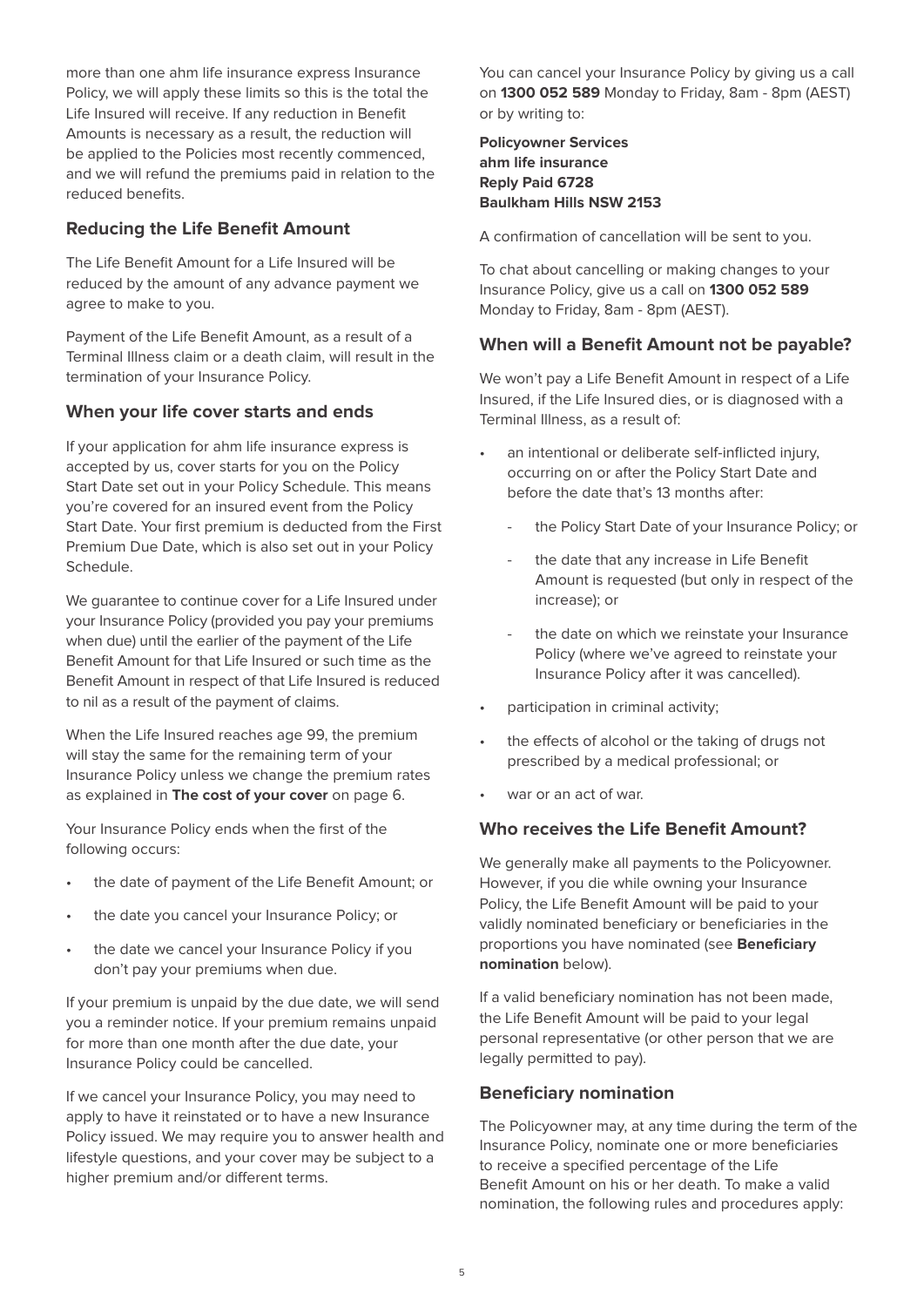more than one ahm life insurance express Insurance Policy, we will apply these limits so this is the total the Life Insured will receive. If any reduction in Benefit Amounts is necessary as a result, the reduction will be applied to the Policies most recently commenced, and we will refund the premiums paid in relation to the reduced benefits.

### Reducing the Life Benefit Amount

The Life Benefit Amount for a Life Insured will be reduced by the amount of any advance payment we agree to make to you.

Payment of the Life Benefit Amount, as a result of a Terminal Illness claim or a death claim, will result in the termination of your Insurance Policy.

### When your life cover starts and ends

If your application for ahm life insurance express is accepted by us, cover starts for you on the Policy Start Date set out in your Policy Schedule. This means you're covered for an insured event from the Policy Start Date. Your first premium is deducted from the First Premium Due Date, which is also set out in your Policy Schedule.

We guarantee to continue cover for a Life Insured under your Insurance Policy (provided you pay your premiums when due) until the earlier of the payment of the Life Benefit Amount for that Life Insured or such time as the Benefit Amount in respect of that Life Insured is reduced to nil as a result of the payment of claims.

When the Life Insured reaches age 99, the premium will stay the same for the remaining term of your Insurance Policy unless we change the premium rates as explained in **The cost of your cover** on page 6.

Your Insurance Policy ends when the first of the following occurs:

- the date of payment of the Life Benefit Amount; or
- the date you cancel your Insurance Policy; or
- the date we cancel your Insurance Policy if you don't pay your premiums when due.

If your premium is unpaid by the due date, we will send you a reminder notice. If your premium remains unpaid for more than one month after the due date, your Insurance Policy could be cancelled.

If we cancel your Insurance Policy, you may need to apply to have it reinstated or to have a new Insurance Policy issued. We may require you to answer health and lifestyle questions, and your cover may be subject to a higher premium and/or different terms.

You can cancel your Insurance Policy by giving us a call on **1300 052 589** Monday to Friday, 8am - 8pm (AEST) or by writing to:

**Policyowner Services**
**ahm life insurance**
**Reply Paid 6728**
**Baulkham Hills NSW 2153**

A confirmation of cancellation will be sent to you.

To chat about cancelling or making changes to your Insurance Policy, give us a call on **1300 052 589** Monday to Friday, 8am - 8pm (AEST).

### When will a Benefit Amount not be payable?

We won't pay a Life Benefit Amount in respect of a Life Insured, if the Life Insured dies, or is diagnosed with a Terminal Illness, as a result of:

- an intentional or deliberate self-inflicted injury, occurring on or after the Policy Start Date and before the date that's 13 months after:
  - the Policy Start Date of your Insurance Policy; or
  - the date that any increase in Life Benefit Amount is requested (but only in respect of the increase); or
  - the date on which we reinstate your Insurance Policy (where we've agreed to reinstate your Insurance Policy after it was cancelled).
- participation in criminal activity;
- the effects of alcohol or the taking of drugs not prescribed by a medical professional; or
- war or an act of war.

### Who receives the Life Benefit Amount?

We generally make all payments to the Policyowner. However, if you die while owning your Insurance Policy, the Life Benefit Amount will be paid to your validly nominated beneficiary or beneficiaries in the proportions you have nominated (see **Beneficiary nomination** below).

If a valid beneficiary nomination has not been made, the Life Benefit Amount will be paid to your legal personal representative (or other person that we are legally permitted to pay).

### Beneficiary nomination

The Policyowner may, at any time during the term of the Insurance Policy, nominate one or more beneficiaries to receive a specified percentage of the Life Benefit Amount on his or her death. To make a valid nomination, the following rules and procedures apply: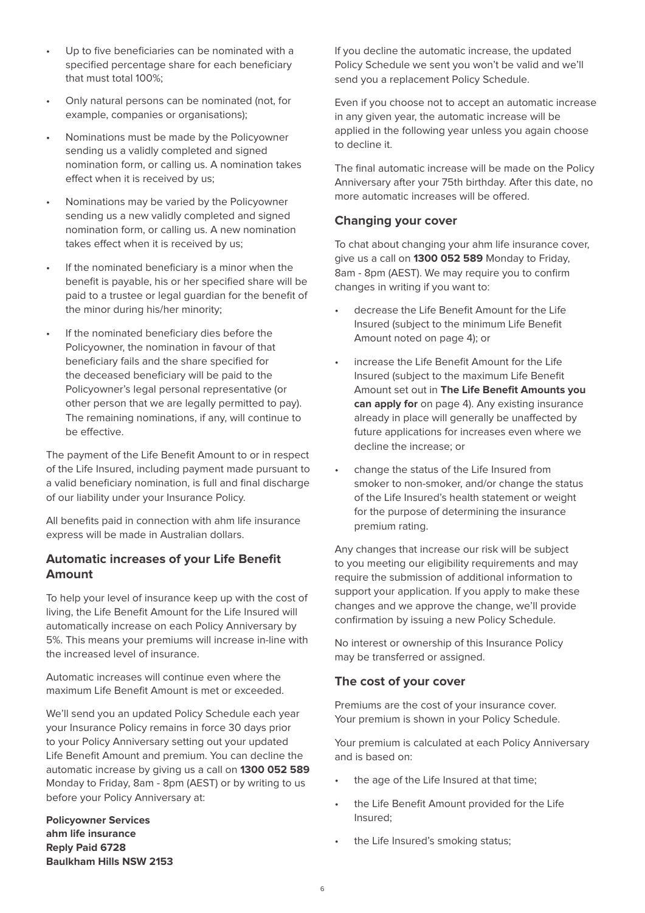- Up to five beneficiaries can be nominated with a specified percentage share for each beneficiary that must total 100%;
- Only natural persons can be nominated (not, for example, companies or organisations);
- Nominations must be made by the Policyowner sending us a validly completed and signed nomination form, or calling us. A nomination takes effect when it is received by us;
- Nominations may be varied by the Policyowner sending us a new validly completed and signed nomination form, or calling us. A new nomination takes effect when it is received by us;
- If the nominated beneficiary is a minor when the benefit is payable, his or her specified share will be paid to a trustee or legal guardian for the benefit of the minor during his/her minority;
- If the nominated beneficiary dies before the Policyowner, the nomination in favour of that beneficiary fails and the share specified for the deceased beneficiary will be paid to the Policyowner's legal personal representative (or other person that we are legally permitted to pay). The remaining nominations, if any, will continue to be effective.

The payment of the Life Benefit Amount to or in respect of the Life Insured, including payment made pursuant to a valid beneficiary nomination, is full and final discharge of our liability under your Insurance Policy.

All benefits paid in connection with ahm life insurance express will be made in Australian dollars.

## Automatic increases of your Life Benefit Amount

To help your level of insurance keep up with the cost of living, the Life Benefit Amount for the Life Insured will automatically increase on each Policy Anniversary by 5%. This means your premiums will increase in-line with the increased level of insurance.

Automatic increases will continue even where the maximum Life Benefit Amount is met or exceeded.

We'll send you an updated Policy Schedule each year your Insurance Policy remains in force 30 days prior to your Policy Anniversary setting out your updated Life Benefit Amount and premium. You can decline the automatic increase by giving us a call on **1300 052 589** Monday to Friday, 8am - 8pm (AEST) or by writing to us before your Policy Anniversary at:

**Policyowner Services**
**ahm life insurance**
**Reply Paid 6728**
**Baulkham Hills NSW 2153**

If you decline the automatic increase, the updated Policy Schedule we sent you won't be valid and we'll send you a replacement Policy Schedule.

Even if you choose not to accept an automatic increase in any given year, the automatic increase will be applied in the following year unless you again choose to decline it.

The final automatic increase will be made on the Policy Anniversary after your 75th birthday. After this date, no more automatic increases will be offered.

## Changing your cover

To chat about changing your ahm life insurance cover, give us a call on **1300 052 589** Monday to Friday, 8am - 8pm (AEST). We may require you to confirm changes in writing if you want to:

- decrease the Life Benefit Amount for the Life Insured (subject to the minimum Life Benefit Amount noted on page 4); or
- increase the Life Benefit Amount for the Life Insured (subject to the maximum Life Benefit Amount set out in **The Life Benefit Amounts you can apply for** on page 4). Any existing insurance already in place will generally be unaffected by future applications for increases even where we decline the increase; or
- change the status of the Life Insured from smoker to non-smoker, and/or change the status of the Life Insured's health statement or weight for the purpose of determining the insurance premium rating.

Any changes that increase our risk will be subject to you meeting our eligibility requirements and may require the submission of additional information to support your application. If you apply to make these changes and we approve the change, we'll provide confirmation by issuing a new Policy Schedule.

No interest or ownership of this Insurance Policy may be transferred or assigned.

## The cost of your cover

Premiums are the cost of your insurance cover. Your premium is shown in your Policy Schedule.

Your premium is calculated at each Policy Anniversary and is based on:

- the age of the Life Insured at that time;
- the Life Benefit Amount provided for the Life Insured;
- the Life Insured's smoking status;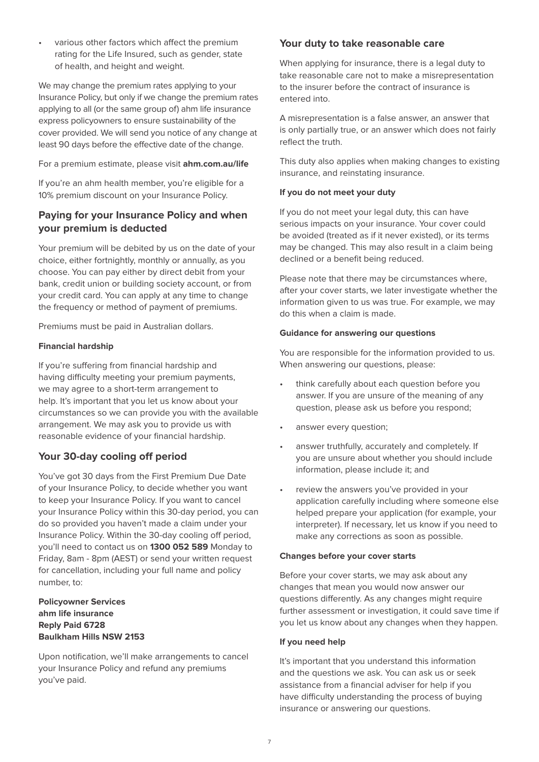- various other factors which affect the premium rating for the Life Insured, such as gender, state of health, and height and weight.

We may change the premium rates applying to your Insurance Policy, but only if we change the premium rates applying to all (or the same group of) ahm life insurance express policyowners to ensure sustainability of the cover provided. We will send you notice of any change at least 90 days before the effective date of the change.

For a premium estimate, please visit **ahm.com.au/life**

If you're an ahm health member, you're eligible for a 10% premium discount on your Insurance Policy.

## Paying for your Insurance Policy and when your premium is deducted

Your premium will be debited by us on the date of your choice, either fortnightly, monthly or annually, as you choose. You can pay either by direct debit from your bank, credit union or building society account, or from your credit card. You can apply at any time to change the frequency or method of payment of premiums.

Premiums must be paid in Australian dollars.

#### Financial hardship

If you're suffering from financial hardship and having difficulty meeting your premium payments, we may agree to a short-term arrangement to help. It's important that you let us know about your circumstances so we can provide you with the available arrangement. We may ask you to provide us with reasonable evidence of your financial hardship.

## Your 30-day cooling off period

You've got 30 days from the First Premium Due Date of your Insurance Policy, to decide whether you want to keep your Insurance Policy. If you want to cancel your Insurance Policy within this 30-day period, you can do so provided you haven't made a claim under your Insurance Policy. Within the 30-day cooling off period, you'll need to contact us on **1300 052 589** Monday to Friday, 8am - 8pm (AEST) or send your written request for cancellation, including your full name and policy number, to:

**Policyowner Services**
**ahm life insurance**
**Reply Paid 6728**
**Baulkham Hills NSW 2153**

Upon notification, we'll make arrangements to cancel your Insurance Policy and refund any premiums you've paid.

## Your duty to take reasonable care

When applying for insurance, there is a legal duty to take reasonable care not to make a misrepresentation to the insurer before the contract of insurance is entered into.

A misrepresentation is a false answer, an answer that is only partially true, or an answer which does not fairly reflect the truth.

This duty also applies when making changes to existing insurance, and reinstating insurance.

#### If you do not meet your duty

If you do not meet your legal duty, this can have serious impacts on your insurance. Your cover could be avoided (treated as if it never existed), or its terms may be changed. This may also result in a claim being declined or a benefit being reduced.

Please note that there may be circumstances where, after your cover starts, we later investigate whether the information given to us was true. For example, we may do this when a claim is made.

#### Guidance for answering our questions

You are responsible for the information provided to us. When answering our questions, please:

- think carefully about each question before you answer. If you are unsure of the meaning of any question, please ask us before you respond;
- answer every question;
- answer truthfully, accurately and completely. If you are unsure about whether you should include information, please include it; and
- review the answers you've provided in your application carefully including where someone else helped prepare your application (for example, your interpreter). If necessary, let us know if you need to make any corrections as soon as possible.

#### Changes before your cover starts

Before your cover starts, we may ask about any changes that mean you would now answer our questions differently. As any changes might require further assessment or investigation, it could save time if you let us know about any changes when they happen.

#### If you need help

It's important that you understand this information and the questions we ask. You can ask us or seek assistance from a financial adviser for help if you have difficulty understanding the process of buying insurance or answering our questions.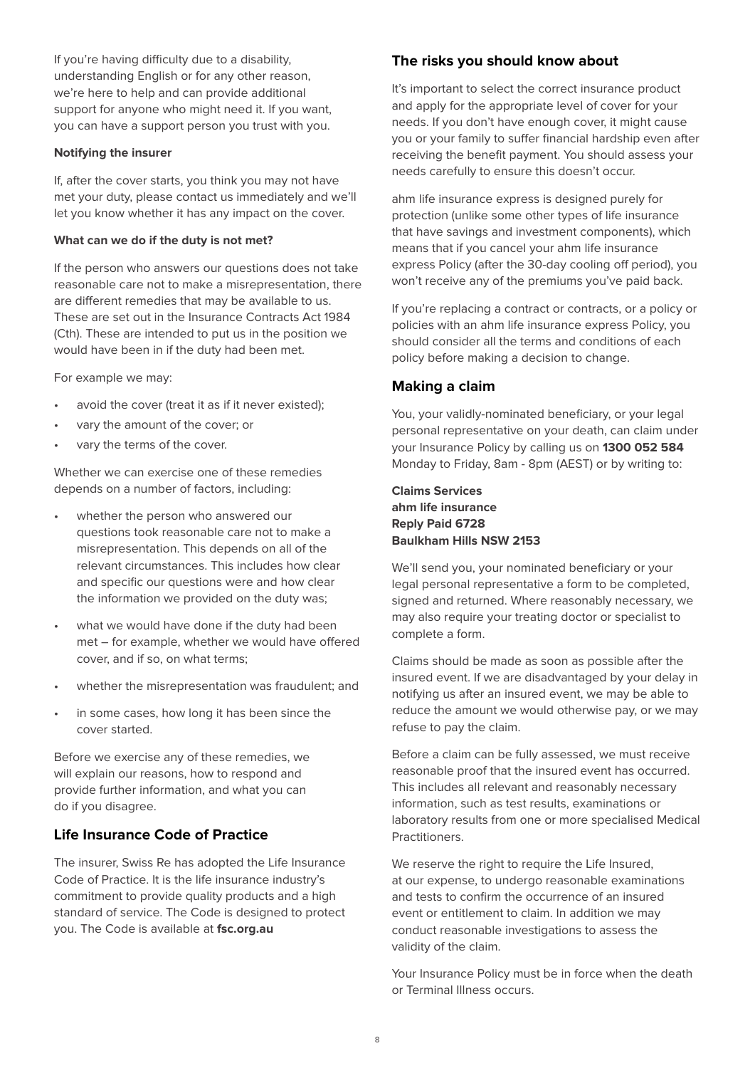If you're having difficulty due to a disability, understanding English or for any other reason, we're here to help and can provide additional support for anyone who might need it. If you want, you can have a support person you trust with you.

**Notifying the insurer**

If, after the cover starts, you think you may not have met your duty, please contact us immediately and we'll let you know whether it has any impact on the cover.

**What can we do if the duty is not met?**

If the person who answers our questions does not take reasonable care not to make a misrepresentation, there are different remedies that may be available to us. These are set out in the Insurance Contracts Act 1984 (Cth). These are intended to put us in the position we would have been in if the duty had been met.

For example we may:

- avoid the cover (treat it as if it never existed);
- vary the amount of the cover; or
- vary the terms of the cover.

Whether we can exercise one of these remedies depends on a number of factors, including:

- whether the person who answered our questions took reasonable care not to make a misrepresentation. This depends on all of the relevant circumstances. This includes how clear and specific our questions were and how clear the information we provided on the duty was;
- what we would have done if the duty had been met – for example, whether we would have offered cover, and if so, on what terms;
- whether the misrepresentation was fraudulent; and
- in some cases, how long it has been since the cover started.

Before we exercise any of these remedies, we will explain our reasons, how to respond and provide further information, and what you can do if you disagree.

## Life Insurance Code of Practice

The insurer, Swiss Re has adopted the Life Insurance Code of Practice. It is the life insurance industry's commitment to provide quality products and a high standard of service. The Code is designed to protect you. The Code is available at **fsc.org.au**

## The risks you should know about

It's important to select the correct insurance product and apply for the appropriate level of cover for your needs. If you don't have enough cover, it might cause you or your family to suffer financial hardship even after receiving the benefit payment. You should assess your needs carefully to ensure this doesn't occur.

ahm life insurance express is designed purely for protection (unlike some other types of life insurance that have savings and investment components), which means that if you cancel your ahm life insurance express Policy (after the 30-day cooling off period), you won't receive any of the premiums you've paid back.

If you're replacing a contract or contracts, or a policy or policies with an ahm life insurance express Policy, you should consider all the terms and conditions of each policy before making a decision to change.

## Making a claim

You, your validly-nominated beneficiary, or your legal personal representative on your death, can claim under your Insurance Policy by calling us on **1300 052 584** Monday to Friday, 8am - 8pm (AEST) or by writing to:

**Claims Services**
**ahm life insurance**
**Reply Paid 6728**
**Baulkham Hills NSW 2153**

We'll send you, your nominated beneficiary or your legal personal representative a form to be completed, signed and returned. Where reasonably necessary, we may also require your treating doctor or specialist to complete a form.

Claims should be made as soon as possible after the insured event. If we are disadvantaged by your delay in notifying us after an insured event, we may be able to reduce the amount we would otherwise pay, or we may refuse to pay the claim.

Before a claim can be fully assessed, we must receive reasonable proof that the insured event has occurred. This includes all relevant and reasonably necessary information, such as test results, examinations or laboratory results from one or more specialised Medical Practitioners.

We reserve the right to require the Life Insured, at our expense, to undergo reasonable examinations and tests to confirm the occurrence of an insured event or entitlement to claim. In addition we may conduct reasonable investigations to assess the validity of the claim.

Your Insurance Policy must be in force when the death or Terminal Illness occurs.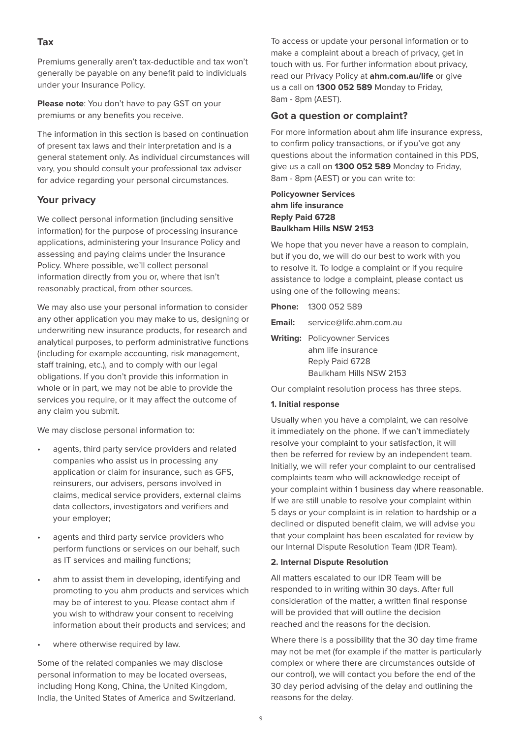## Tax

Premiums generally aren't tax-deductible and tax won't generally be payable on any benefit paid to individuals under your Insurance Policy.

**Please note**: You don't have to pay GST on your premiums or any benefits you receive.

The information in this section is based on continuation of present tax laws and their interpretation and is a general statement only. As individual circumstances will vary, you should consult your professional tax adviser for advice regarding your personal circumstances.

## Your privacy

We collect personal information (including sensitive information) for the purpose of processing insurance applications, administering your Insurance Policy and assessing and paying claims under the Insurance Policy. Where possible, we'll collect personal information directly from you or, where that isn't reasonably practical, from other sources.

We may also use your personal information to consider any other application you may make to us, designing or underwriting new insurance products, for research and analytical purposes, to perform administrative functions (including for example accounting, risk management, staff training, etc.), and to comply with our legal obligations. If you don't provide this information in whole or in part, we may not be able to provide the services you require, or it may affect the outcome of any claim you submit.

We may disclose personal information to:

- agents, third party service providers and related companies who assist us in processing any application or claim for insurance, such as GFS, reinsurers, our advisers, persons involved in claims, medical service providers, external claims data collectors, investigators and verifiers and your employer;
- agents and third party service providers who perform functions or services on our behalf, such as IT services and mailing functions;
- ahm to assist them in developing, identifying and promoting to you ahm products and services which may be of interest to you. Please contact ahm if you wish to withdraw your consent to receiving information about their products and services; and
- where otherwise required by law.

Some of the related companies we may disclose personal information to may be located overseas, including Hong Kong, China, the United Kingdom, India, the United States of America and Switzerland.

To access or update your personal information or to make a complaint about a breach of privacy, get in touch with us. For further information about privacy, read our Privacy Policy at **ahm.com.au/life** or give us a call on **1300 052 589** Monday to Friday, 8am - 8pm (AEST).

## Got a question or complaint?

For more information about ahm life insurance express, to confirm policy transactions, or if you've got any questions about the information contained in this PDS, give us a call on **1300 052 589** Monday to Friday, 8am - 8pm (AEST) or you can write to:

**Policyowner Services**
**ahm life insurance**
**Reply Paid 6728**
**Baulkham Hills NSW 2153**

We hope that you never have a reason to complain, but if you do, we will do our best to work with you to resolve it. To lodge a complaint or if you require assistance to lodge a complaint, please contact us using one of the following means:

**Phone:** 1300 052 589

**Email:** service@life.ahm.com.au

**Writing:** Policyowner Services
ahm life insurance
Reply Paid 6728
Baulkham Hills NSW 2153

Our complaint resolution process has three steps.

**1. Initial response**

Usually when you have a complaint, we can resolve it immediately on the phone. If we can't immediately resolve your complaint to your satisfaction, it will then be referred for review by an independent team. Initially, we will refer your complaint to our centralised complaints team who will acknowledge receipt of your complaint within 1 business day where reasonable. If we are still unable to resolve your complaint within 5 days or your complaint is in relation to hardship or a declined or disputed benefit claim, we will advise you that your complaint has been escalated for review by our Internal Dispute Resolution Team (IDR Team).

**2. Internal Dispute Resolution**

All matters escalated to our IDR Team will be responded to in writing within 30 days. After full consideration of the matter, a written final response will be provided that will outline the decision reached and the reasons for the decision.

Where there is a possibility that the 30 day time frame may not be met (for example if the matter is particularly complex or where there are circumstances outside of our control), we will contact you before the end of the 30 day period advising of the delay and outlining the reasons for the delay.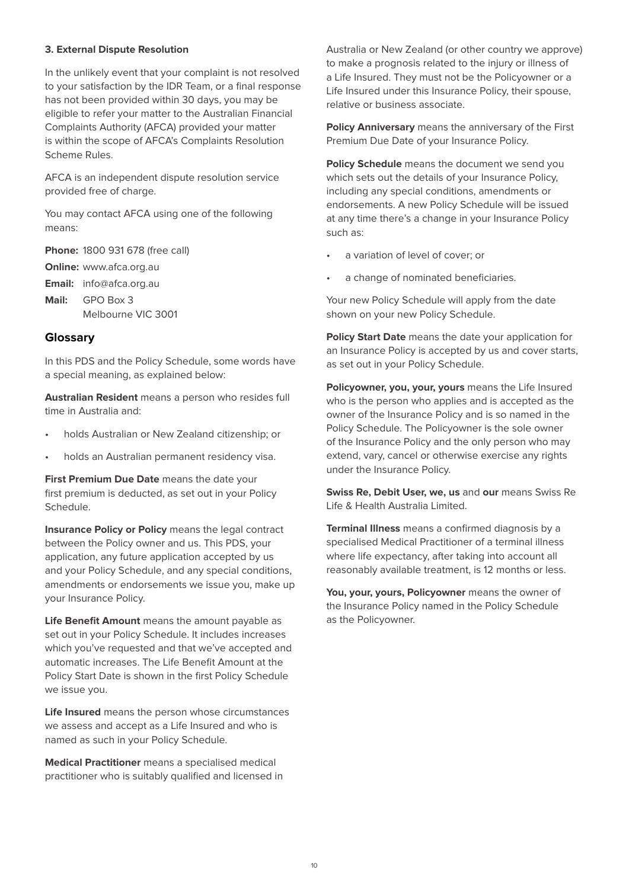**3. External Dispute Resolution**

In the unlikely event that your complaint is not resolved to your satisfaction by the IDR Team, or a final response has not been provided within 30 days, you may be eligible to refer your matter to the Australian Financial Complaints Authority (AFCA) provided your matter is within the scope of AFCA's Complaints Resolution Scheme Rules.

AFCA is an independent dispute resolution service provided free of charge.

You may contact AFCA using one of the following means:

**Phone:** 1800 931 678 (free call)

**Online:** www.afca.org.au

**Email:** info@afca.org.au

**Mail:** GPO Box 3
Melbourne VIC 3001

## Glossary

In this PDS and the Policy Schedule, some words have a special meaning, as explained below:

**Australian Resident** means a person who resides full time in Australia and:

- holds Australian or New Zealand citizenship; or
- holds an Australian permanent residency visa.

**First Premium Due Date** means the date your first premium is deducted, as set out in your Policy Schedule.

**Insurance Policy or Policy** means the legal contract between the Policy owner and us. This PDS, your application, any future application accepted by us and your Policy Schedule, and any special conditions, amendments or endorsements we issue you, make up your Insurance Policy.

**Life Benefit Amount** means the amount payable as set out in your Policy Schedule. It includes increases which you've requested and that we've accepted and automatic increases. The Life Benefit Amount at the Policy Start Date is shown in the first Policy Schedule we issue you.

**Life Insured** means the person whose circumstances we assess and accept as a Life Insured and who is named as such in your Policy Schedule.

**Medical Practitioner** means a specialised medical practitioner who is suitably qualified and licensed in Australia or New Zealand (or other country we approve) to make a prognosis related to the injury or illness of a Life Insured. They must not be the Policyowner or a Life Insured under this Insurance Policy, their spouse, relative or business associate.

**Policy Anniversary** means the anniversary of the First Premium Due Date of your Insurance Policy.

**Policy Schedule** means the document we send you which sets out the details of your Insurance Policy, including any special conditions, amendments or endorsements. A new Policy Schedule will be issued at any time there's a change in your Insurance Policy such as:

- a variation of level of cover; or
- a change of nominated beneficiaries.

Your new Policy Schedule will apply from the date shown on your new Policy Schedule.

**Policy Start Date** means the date your application for an Insurance Policy is accepted by us and cover starts, as set out in your Policy Schedule.

**Policyowner, you, your, yours** means the Life Insured who is the person who applies and is accepted as the owner of the Insurance Policy and is so named in the Policy Schedule. The Policyowner is the sole owner of the Insurance Policy and the only person who may extend, vary, cancel or otherwise exercise any rights under the Insurance Policy.

**Swiss Re, Debit User, we, us** and **our** means Swiss Re Life & Health Australia Limited.

**Terminal Illness** means a confirmed diagnosis by a specialised Medical Practitioner of a terminal illness where life expectancy, after taking into account all reasonably available treatment, is 12 months or less.

**You, your, yours, Policyowner** means the owner of the Insurance Policy named in the Policy Schedule as the Policyowner.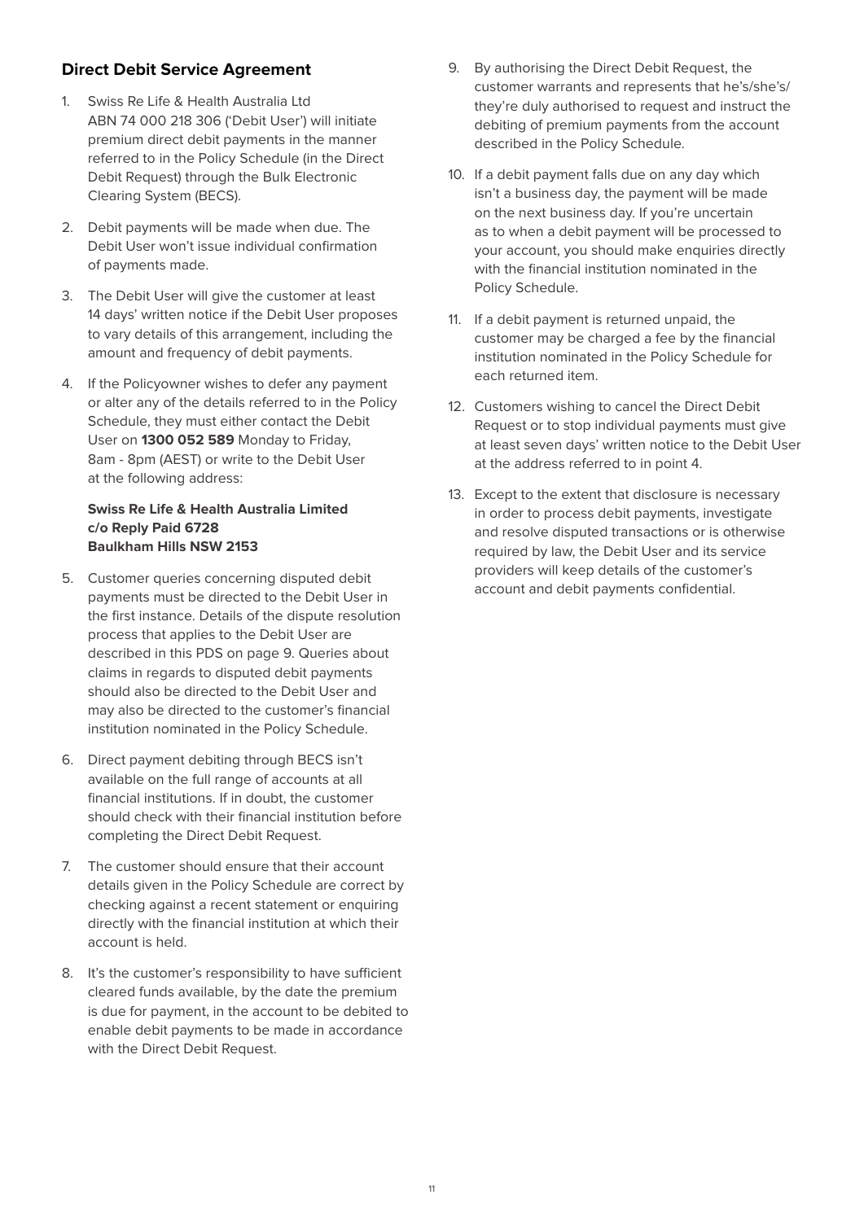## Direct Debit Service Agreement

1. Swiss Re Life & Health Australia Ltd ABN 74 000 218 306 ('Debit User') will initiate premium direct debit payments in the manner referred to in the Policy Schedule (in the Direct Debit Request) through the Bulk Electronic Clearing System (BECS).
2. Debit payments will be made when due. The Debit User won't issue individual confirmation of payments made.
3. The Debit User will give the customer at least 14 days' written notice if the Debit User proposes to vary details of this arrangement, including the amount and frequency of debit payments.
4. If the Policyowner wishes to defer any payment or alter any of the details referred to in the Policy Schedule, they must either contact the Debit User on **1300 052 589** Monday to Friday, 8am - 8pm (AEST) or write to the Debit User at the following address:

   **Swiss Re Life & Health Australia Limited**
   **c/o Reply Paid 6728**
   **Baulkham Hills NSW 2153**

5. Customer queries concerning disputed debit payments must be directed to the Debit User in the first instance. Details of the dispute resolution process that applies to the Debit User are described in this PDS on page 9. Queries about claims in regards to disputed debit payments should also be directed to the Debit User and may also be directed to the customer's financial institution nominated in the Policy Schedule.
6. Direct payment debiting through BECS isn't available on the full range of accounts at all financial institutions. If in doubt, the customer should check with their financial institution before completing the Direct Debit Request.
7. The customer should ensure that their account details given in the Policy Schedule are correct by checking against a recent statement or enquiring directly with the financial institution at which their account is held.
8. It's the customer's responsibility to have sufficient cleared funds available, by the date the premium is due for payment, in the account to be debited to enable debit payments to be made in accordance with the Direct Debit Request.
9. By authorising the Direct Debit Request, the customer warrants and represents that he's/she's/they're duly authorised to request and instruct the debiting of premium payments from the account described in the Policy Schedule.
10. If a debit payment falls due on any day which isn't a business day, the payment will be made on the next business day. If you're uncertain as to when a debit payment will be processed to your account, you should make enquiries directly with the financial institution nominated in the Policy Schedule.
11. If a debit payment is returned unpaid, the customer may be charged a fee by the financial institution nominated in the Policy Schedule for each returned item.
12. Customers wishing to cancel the Direct Debit Request or to stop individual payments must give at least seven days' written notice to the Debit User at the address referred to in point 4.
13. Except to the extent that disclosure is necessary in order to process debit payments, investigate and resolve disputed transactions or is otherwise required by law, the Debit User and its service providers will keep details of the customer's account and debit payments confidential.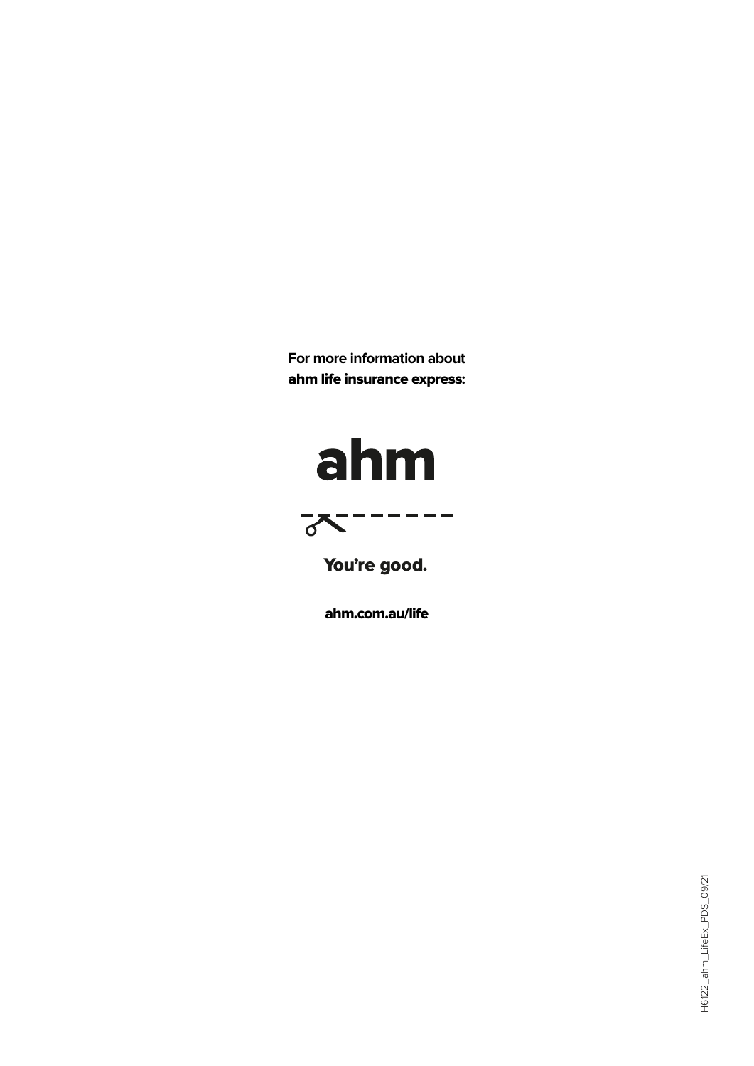**For more information about**
**ahm life insurance express:**

**ahm**

**You're good.**

**ahm.com.au/life**

H6122_ahm_LifeEx_PDS_09/21